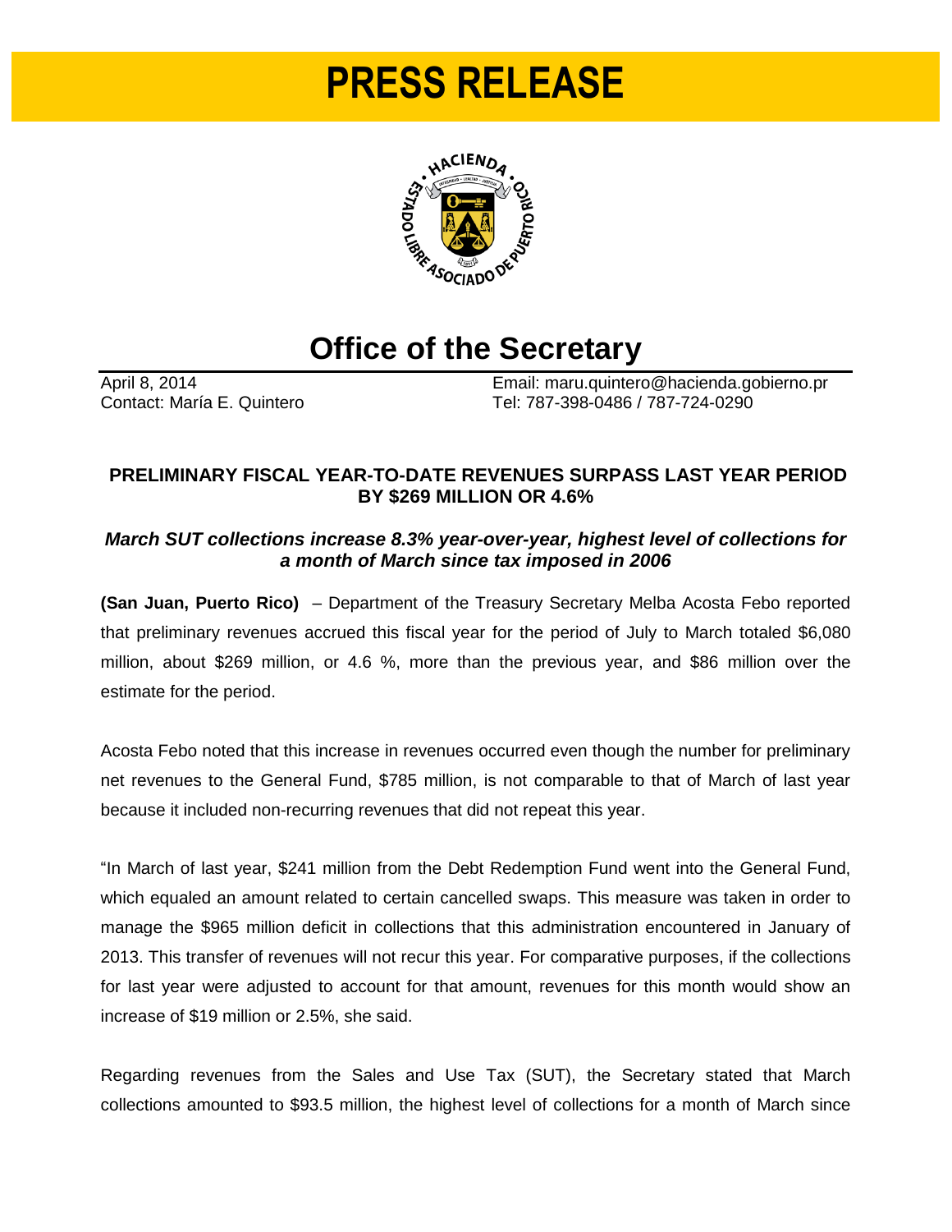# PRESS RELEASE

## Office of the Secretary

April 8, 2014
Contact: María E. Quintero

Email: maru.quintero@hacienda.gobierno.pr
Tel: 787-398-0486 / 787-724-0290

### PRELIMINARY FISCAL YEAR-TO-DATE REVENUES SURPASS LAST YEAR PERIOD BY $269 MILLION OR 4.6%

***March SUT collections increase 8.3% year-over-year, highest level of collections for a month of March since tax imposed in 2006***

**(San Juan, Puerto Rico)** – Department of the Treasury Secretary Melba Acosta Febo reported that preliminary revenues accrued this fiscal year for the period of July to March totaled $6,080 million, about $269 million, or 4.6 %, more than the previous year, and $86 million over the estimate for the period.

Acosta Febo noted that this increase in revenues occurred even though the number for preliminary net revenues to the General Fund, $785 million, is not comparable to that of March of last year because it included non-recurring revenues that did not repeat this year.

"In March of last year, $241 million from the Debt Redemption Fund went into the General Fund, which equaled an amount related to certain cancelled swaps. This measure was taken in order to manage the $965 million deficit in collections that this administration encountered in January of 2013. This transfer of revenues will not recur this year. For comparative purposes, if the collections for last year were adjusted to account for that amount, revenues for this month would show an increase of $19 million or 2.5%, she said.

Regarding revenues from the Sales and Use Tax (SUT), the Secretary stated that March collections amounted to $93.5 million, the highest level of collections for a month of March since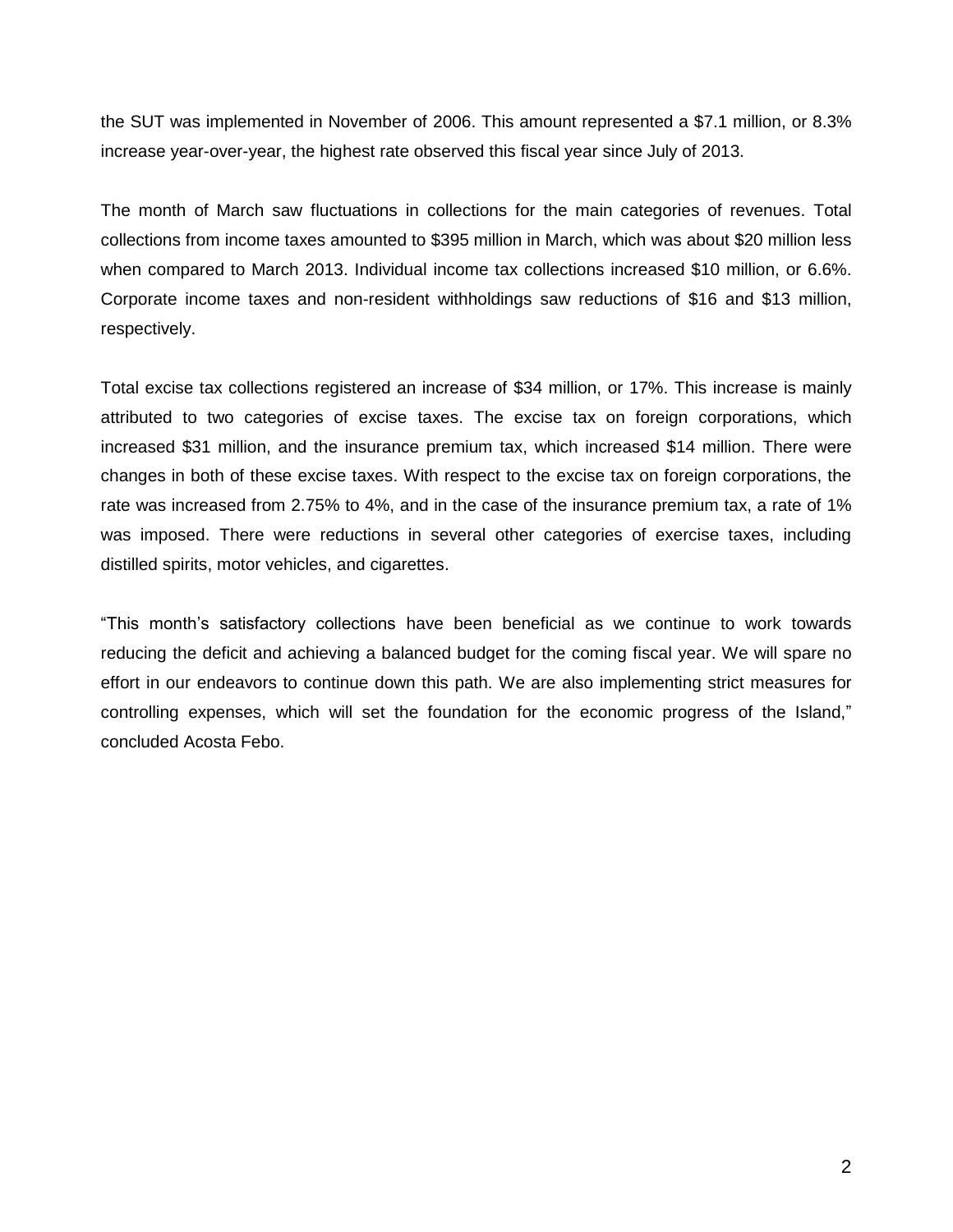the SUT was implemented in November of 2006. This amount represented a $7.1 million, or 8.3% increase year-over-year, the highest rate observed this fiscal year since July of 2013.

The month of March saw fluctuations in collections for the main categories of revenues. Total collections from income taxes amounted to $395 million in March, which was about $20 million less when compared to March 2013. Individual income tax collections increased $10 million, or 6.6%. Corporate income taxes and non-resident withholdings saw reductions of $16 and $13 million, respectively.

Total excise tax collections registered an increase of $34 million, or 17%. This increase is mainly attributed to two categories of excise taxes. The excise tax on foreign corporations, which increased $31 million, and the insurance premium tax, which increased $14 million. There were changes in both of these excise taxes. With respect to the excise tax on foreign corporations, the rate was increased from 2.75% to 4%, and in the case of the insurance premium tax, a rate of 1% was imposed. There were reductions in several other categories of exercise taxes, including distilled spirits, motor vehicles, and cigarettes.

"This month's satisfactory collections have been beneficial as we continue to work towards reducing the deficit and achieving a balanced budget for the coming fiscal year. We will spare no effort in our endeavors to continue down this path. We are also implementing strict measures for controlling expenses, which will set the foundation for the economic progress of the Island," concluded Acosta Febo.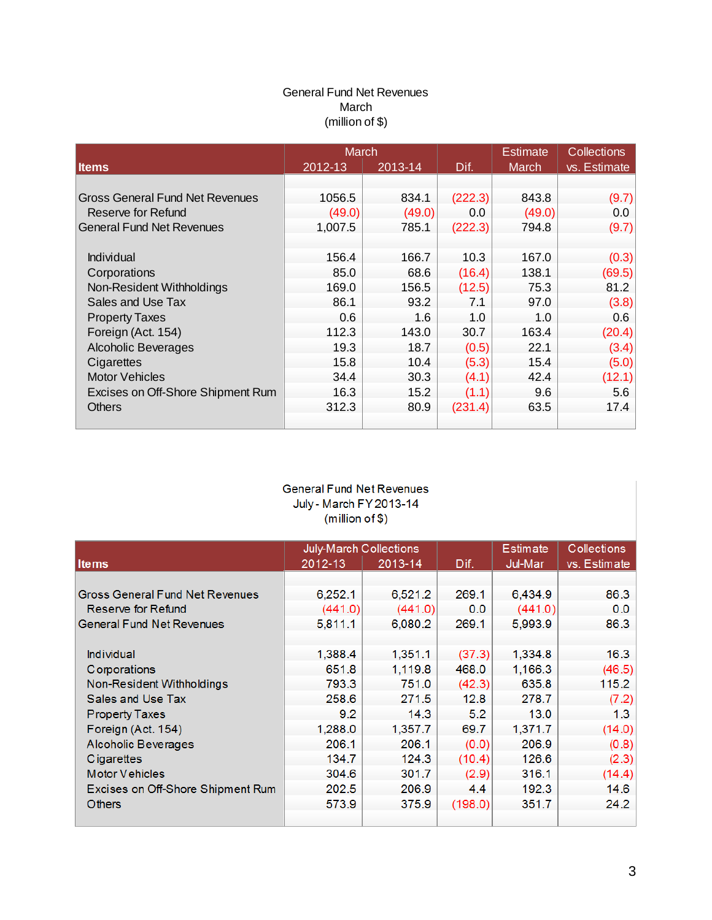General Fund Net Revenues
March
(million of $)

| Items | March 2012-13 | March 2013-14 | Dif. | Estimate March | Collections vs. Estimate |
|---|---|---|---|---|---|
| Gross General Fund Net Revenues | 1056.5 | 834.1 | (222.3) | 843.8 | (9.7) |
| Reserve for Refund | (49.0) | (49.0) | 0.0 | (49.0) | 0.0 |
| General Fund Net Revenues | 1,007.5 | 785.1 | (222.3) | 794.8 | (9.7) |
| Individual | 156.4 | 166.7 | 10.3 | 167.0 | (0.3) |
| Corporations | 85.0 | 68.6 | (16.4) | 138.1 | (69.5) |
| Non-Resident Withholdings | 169.0 | 156.5 | (12.5) | 75.3 | 81.2 |
| Sales and Use Tax | 86.1 | 93.2 | 7.1 | 97.0 | (3.8) |
| Property Taxes | 0.6 | 1.6 | 1.0 | 1.0 | 0.6 |
| Foreign (Act. 154) | 112.3 | 143.0 | 30.7 | 163.4 | (20.4) |
| Alcoholic Beverages | 19.3 | 18.7 | (0.5) | 22.1 | (3.4) |
| Cigarettes | 15.8 | 10.4 | (5.3) | 15.4 | (5.0) |
| Motor Vehicles | 34.4 | 30.3 | (4.1) | 42.4 | (12.1) |
| Excises on Off-Shore Shipment Rum | 16.3 | 15.2 | (1.1) | 9.6 | 5.6 |
| Others | 312.3 | 80.9 | (231.4) | 63.5 | 17.4 |

General Fund Net Revenues
July - March FY 2013-14
(million of $)

| Items | July-March Collections 2012-13 | July-March Collections 2013-14 | Dif. | Estimate Jul-Mar | Collections vs. Estimate |
|---|---|---|---|---|---|
| Gross General Fund Net Revenues | 6,252.1 | 6,521.2 | 269.1 | 6,434.9 | 86.3 |
| Reserve for Refund | (441.0) | (441.0) | 0.0 | (441.0) | 0.0 |
| General Fund Net Revenues | 5,811.1 | 6,080.2 | 269.1 | 5,993.9 | 86.3 |
| Individual | 1,388.4 | 1,351.1 | (37.3) | 1,334.8 | 16.3 |
| Corporations | 651.8 | 1,119.8 | 468.0 | 1,166.3 | (46.5) |
| Non-Resident Withholdings | 793.3 | 751.0 | (42.3) | 635.8 | 115.2 |
| Sales and Use Tax | 258.6 | 271.5 | 12.8 | 278.7 | (7.2) |
| Property Taxes | 9.2 | 14.3 | 5.2 | 13.0 | 1.3 |
| Foreign (Act. 154) | 1,288.0 | 1,357.7 | 69.7 | 1,371.7 | (14.0) |
| Alcoholic Beverages | 206.1 | 206.1 | (0.0) | 206.9 | (0.8) |
| Cigarettes | 134.7 | 124.3 | (10.4) | 126.6 | (2.3) |
| Motor Vehicles | 304.6 | 301.7 | (2.9) | 316.1 | (14.4) |
| Excises on Off-Shore Shipment Rum | 202.5 | 206.9 | 4.4 | 192.3 | 14.6 |
| Others | 573.9 | 375.9 | (198.0) | 351.7 | 24.2 |